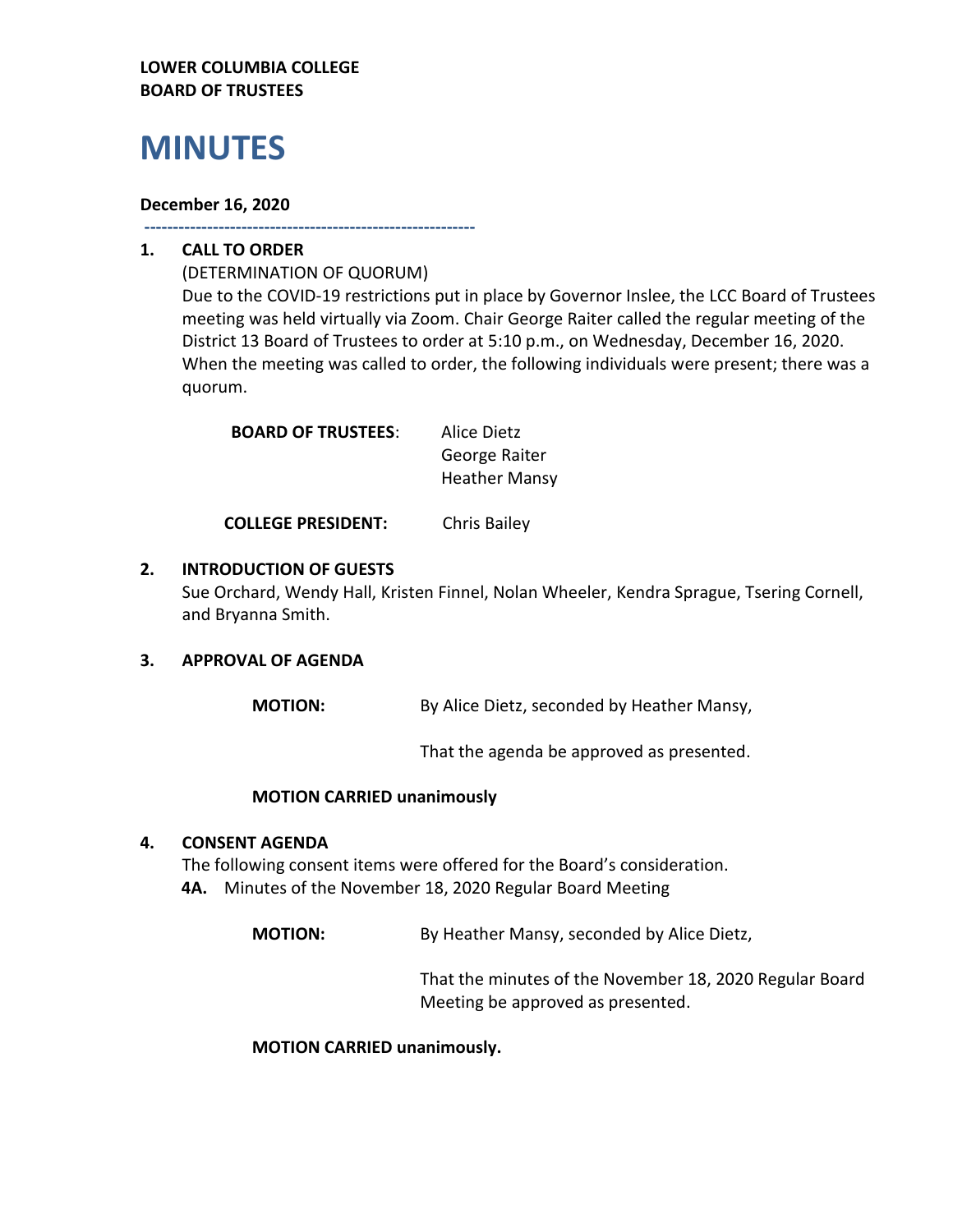**LOWER COLUMBIA COLLEGE**
**BOARD OF TRUSTEES**

# MINUTES

**December 16, 2020**

---

**1. CALL TO ORDER**

(DETERMINATION OF QUORUM)

Due to the COVID-19 restrictions put in place by Governor Inslee, the LCC Board of Trustees meeting was held virtually via Zoom. Chair George Raiter called the regular meeting of the District 13 Board of Trustees to order at 5:10 p.m., on Wednesday, December 16, 2020. When the meeting was called to order, the following individuals were present; there was a quorum.

| | |
|---|---|
| **BOARD OF TRUSTEES**: | Alice Dietz<br>George Raiter<br>Heather Mansy |
| **COLLEGE PRESIDENT:** | Chris Bailey |

**2. INTRODUCTION OF GUESTS**

Sue Orchard, Wendy Hall, Kristen Finnel, Nolan Wheeler, Kendra Sprague, Tsering Cornell, and Bryanna Smith.

**3. APPROVAL OF AGENDA**

**MOTION:** By Alice Dietz, seconded by Heather Mansy,

That the agenda be approved as presented.

**MOTION CARRIED unanimously**

**4. CONSENT AGENDA**

The following consent items were offered for the Board's consideration.

**4A.** Minutes of the November 18, 2020 Regular Board Meeting

**MOTION:** By Heather Mansy, seconded by Alice Dietz,

That the minutes of the November 18, 2020 Regular Board Meeting be approved as presented.

**MOTION CARRIED unanimously.**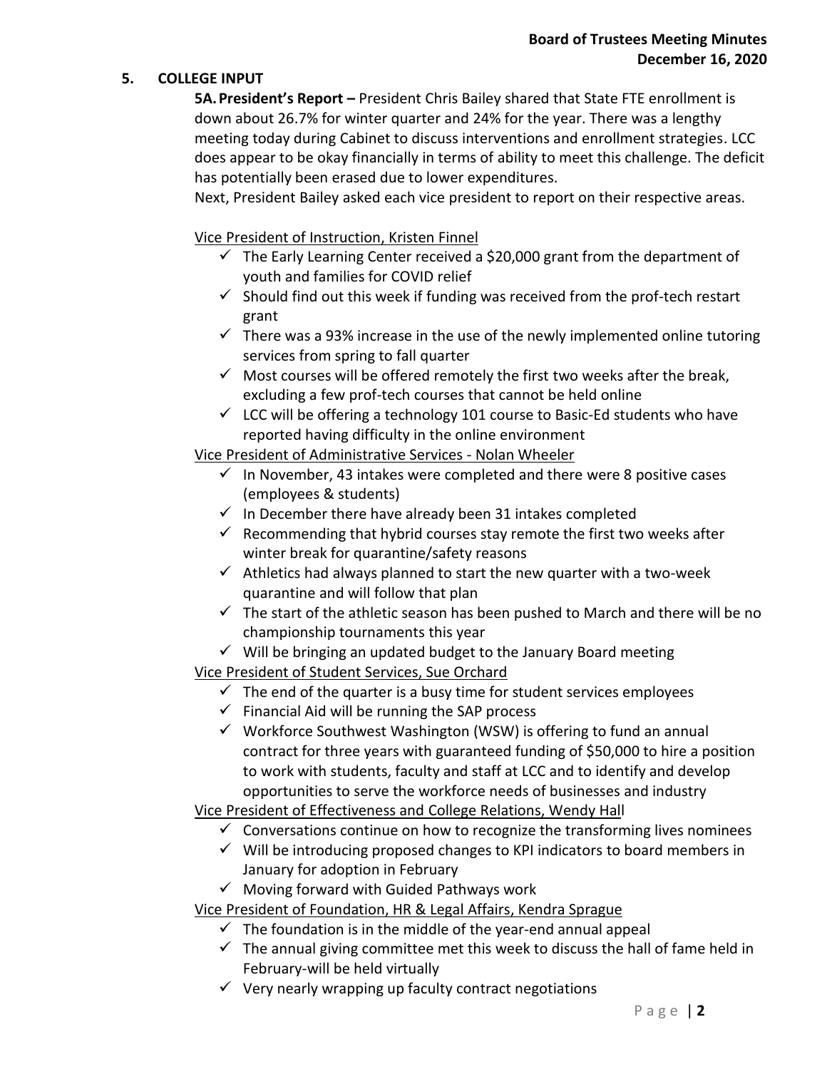## 5. COLLEGE INPUT

**5A. President's Report –** President Chris Bailey shared that State FTE enrollment is down about 26.7% for winter quarter and 24% for the year. There was a lengthy meeting today during Cabinet to discuss interventions and enrollment strategies. LCC does appear to be okay financially in terms of ability to meet this challenge. The deficit has potentially been erased due to lower expenditures.

Next, President Bailey asked each vice president to report on their respective areas.

Vice President of Instruction, Kristen Finnel

- ✓ The Early Learning Center received a $20,000 grant from the department of youth and families for COVID relief
- ✓ Should find out this week if funding was received from the prof-tech restart grant
- ✓ There was a 93% increase in the use of the newly implemented online tutoring services from spring to fall quarter
- ✓ Most courses will be offered remotely the first two weeks after the break, excluding a few prof-tech courses that cannot be held online
- ✓ LCC will be offering a technology 101 course to Basic-Ed students who have reported having difficulty in the online environment

Vice President of Administrative Services - Nolan Wheeler

- ✓ In November, 43 intakes were completed and there were 8 positive cases (employees & students)
- ✓ In December there have already been 31 intakes completed
- ✓ Recommending that hybrid courses stay remote the first two weeks after winter break for quarantine/safety reasons
- ✓ Athletics had always planned to start the new quarter with a two-week quarantine and will follow that plan
- ✓ The start of the athletic season has been pushed to March and there will be no championship tournaments this year
- ✓ Will be bringing an updated budget to the January Board meeting

Vice President of Student Services, Sue Orchard

- ✓ The end of the quarter is a busy time for student services employees
- ✓ Financial Aid will be running the SAP process
- ✓ Workforce Southwest Washington (WSW) is offering to fund an annual contract for three years with guaranteed funding of $50,000 to hire a position to work with students, faculty and staff at LCC and to identify and develop opportunities to serve the workforce needs of businesses and industry

Vice President of Effectiveness and College Relations, Wendy Hall

- ✓ Conversations continue on how to recognize the transforming lives nominees
- ✓ Will be introducing proposed changes to KPI indicators to board members in January for adoption in February
- ✓ Moving forward with Guided Pathways work

Vice President of Foundation, HR & Legal Affairs, Kendra Sprague

- ✓ The foundation is in the middle of the year-end annual appeal
- ✓ The annual giving committee met this week to discuss the hall of fame held in February-will be held virtually
- ✓ Very nearly wrapping up faculty contract negotiations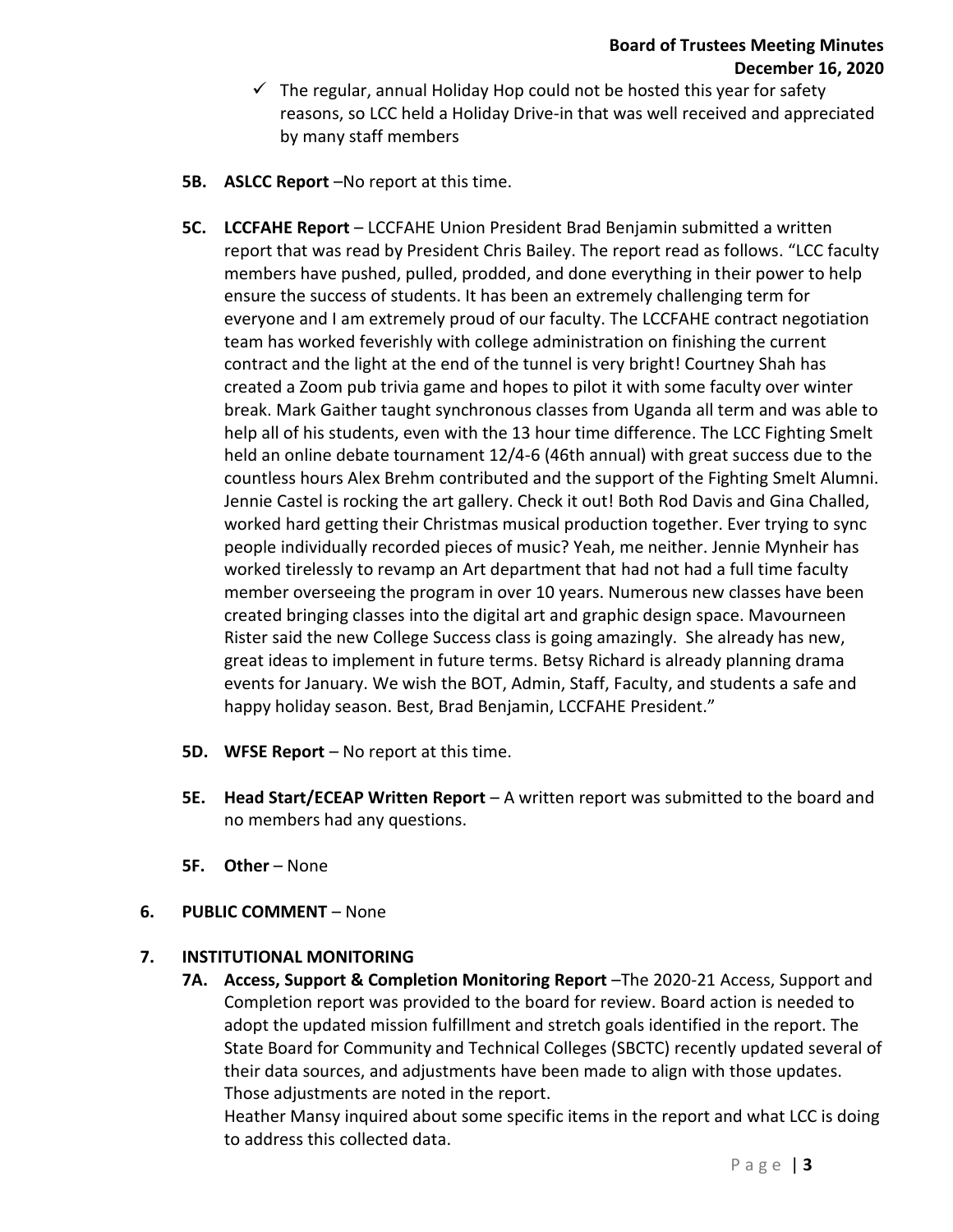- ✓ The regular, annual Holiday Hop could not be hosted this year for safety reasons, so LCC held a Holiday Drive-in that was well received and appreciated by many staff members

**5B. ASLCC Report** –No report at this time.

**5C. LCCFAHE Report** – LCCFAHE Union President Brad Benjamin submitted a written report that was read by President Chris Bailey. The report read as follows. "LCC faculty members have pushed, pulled, prodded, and done everything in their power to help ensure the success of students. It has been an extremely challenging term for everyone and I am extremely proud of our faculty. The LCCFAHE contract negotiation team has worked feverishly with college administration on finishing the current contract and the light at the end of the tunnel is very bright! Courtney Shah has created a Zoom pub trivia game and hopes to pilot it with some faculty over winter break. Mark Gaither taught synchronous classes from Uganda all term and was able to help all of his students, even with the 13 hour time difference. The LCC Fighting Smelt held an online debate tournament 12/4-6 (46th annual) with great success due to the countless hours Alex Brehm contributed and the support of the Fighting Smelt Alumni. Jennie Castel is rocking the art gallery. Check it out! Both Rod Davis and Gina Challed, worked hard getting their Christmas musical production together. Ever trying to sync people individually recorded pieces of music? Yeah, me neither. Jennie Mynheir has worked tirelessly to revamp an Art department that had not had a full time faculty member overseeing the program in over 10 years. Numerous new classes have been created bringing classes into the digital art and graphic design space. Mavourneen Rister said the new College Success class is going amazingly. She already has new, great ideas to implement in future terms. Betsy Richard is already planning drama events for January. We wish the BOT, Admin, Staff, Faculty, and students a safe and happy holiday season. Best, Brad Benjamin, LCCFAHE President."

**5D. WFSE Report** – No report at this time.

**5E. Head Start/ECEAP Written Report** – A written report was submitted to the board and no members had any questions.

**5F. Other** – None

**6. PUBLIC COMMENT** – None

**7. INSTITUTIONAL MONITORING**

**7A. Access, Support & Completion Monitoring Report** –The 2020-21 Access, Support and Completion report was provided to the board for review. Board action is needed to adopt the updated mission fulfillment and stretch goals identified in the report. The State Board for Community and Technical Colleges (SBCTC) recently updated several of their data sources, and adjustments have been made to align with those updates. Those adjustments are noted in the report.

Heather Mansy inquired about some specific items in the report and what LCC is doing to address this collected data.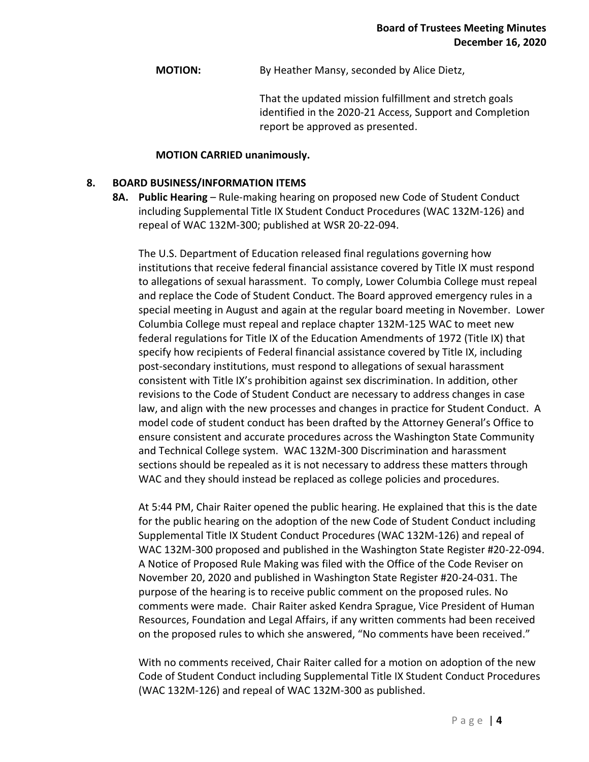**MOTION:** By Heather Mansy, seconded by Alice Dietz,

That the updated mission fulfillment and stretch goals identified in the 2020-21 Access, Support and Completion report be approved as presented.

**MOTION CARRIED unanimously.**

## 8. BOARD BUSINESS/INFORMATION ITEMS

**8A. Public Hearing** – Rule-making hearing on proposed new Code of Student Conduct including Supplemental Title IX Student Conduct Procedures (WAC 132M-126) and repeal of WAC 132M-300; published at WSR 20-22-094.

The U.S. Department of Education released final regulations governing how institutions that receive federal financial assistance covered by Title IX must respond to allegations of sexual harassment. To comply, Lower Columbia College must repeal and replace the Code of Student Conduct. The Board approved emergency rules in a special meeting in August and again at the regular board meeting in November. Lower Columbia College must repeal and replace chapter 132M-125 WAC to meet new federal regulations for Title IX of the Education Amendments of 1972 (Title IX) that specify how recipients of Federal financial assistance covered by Title IX, including post-secondary institutions, must respond to allegations of sexual harassment consistent with Title IX's prohibition against sex discrimination. In addition, other revisions to the Code of Student Conduct are necessary to address changes in case law, and align with the new processes and changes in practice for Student Conduct. A model code of student conduct has been drafted by the Attorney General's Office to ensure consistent and accurate procedures across the Washington State Community and Technical College system. WAC 132M-300 Discrimination and harassment sections should be repealed as it is not necessary to address these matters through WAC and they should instead be replaced as college policies and procedures.

At 5:44 PM, Chair Raiter opened the public hearing. He explained that this is the date for the public hearing on the adoption of the new Code of Student Conduct including Supplemental Title IX Student Conduct Procedures (WAC 132M-126) and repeal of WAC 132M-300 proposed and published in the Washington State Register #20-22-094. A Notice of Proposed Rule Making was filed with the Office of the Code Reviser on November 20, 2020 and published in Washington State Register #20-24-031. The purpose of the hearing is to receive public comment on the proposed rules. No comments were made. Chair Raiter asked Kendra Sprague, Vice President of Human Resources, Foundation and Legal Affairs, if any written comments had been received on the proposed rules to which she answered, "No comments have been received."

With no comments received, Chair Raiter called for a motion on adoption of the new Code of Student Conduct including Supplemental Title IX Student Conduct Procedures (WAC 132M-126) and repeal of WAC 132M-300 as published.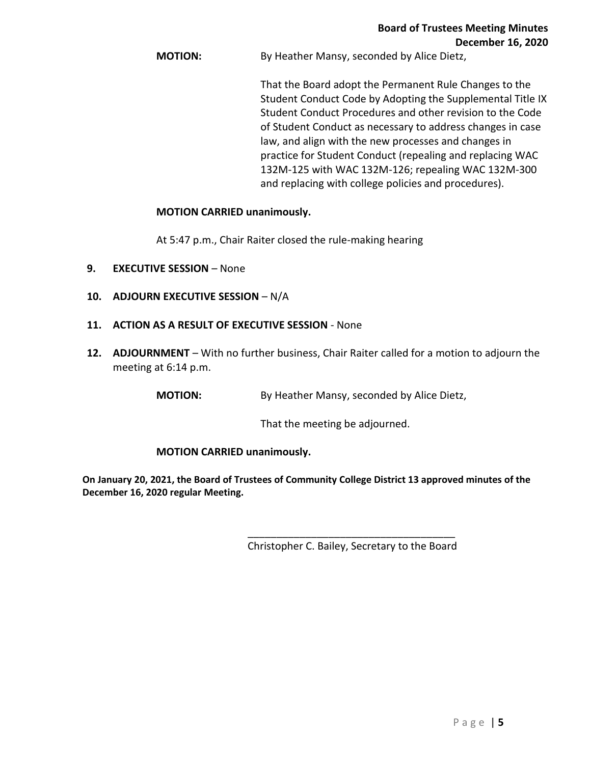**MOTION:** By Heather Mansy, seconded by Alice Dietz,

That the Board adopt the Permanent Rule Changes to the Student Conduct Code by Adopting the Supplemental Title IX Student Conduct Procedures and other revision to the Code of Student Conduct as necessary to address changes in case law, and align with the new processes and changes in practice for Student Conduct (repealing and replacing WAC 132M-125 with WAC 132M-126; repealing WAC 132M-300 and replacing with college policies and procedures).

**MOTION CARRIED unanimously.**

At 5:47 p.m., Chair Raiter closed the rule-making hearing

9. **EXECUTIVE SESSION** – None

10. **ADJOURN EXECUTIVE SESSION** – N/A

11. **ACTION AS A RESULT OF EXECUTIVE SESSION** - None

12. **ADJOURNMENT** – With no further business, Chair Raiter called for a motion to adjourn the meeting at 6:14 p.m.

**MOTION:** By Heather Mansy, seconded by Alice Dietz,

That the meeting be adjourned.

**MOTION CARRIED unanimously.**

**On January 20, 2021, the Board of Trustees of Community College District 13 approved minutes of the December 16, 2020 regular Meeting.**

\_\_\_\_\_\_\_\_\_\_\_\_\_\_\_\_\_\_\_\_\_\_\_\_\_\_\_\_\_\_\_\_\_\_\_\_\_\_

Christopher C. Bailey, Secretary to the Board